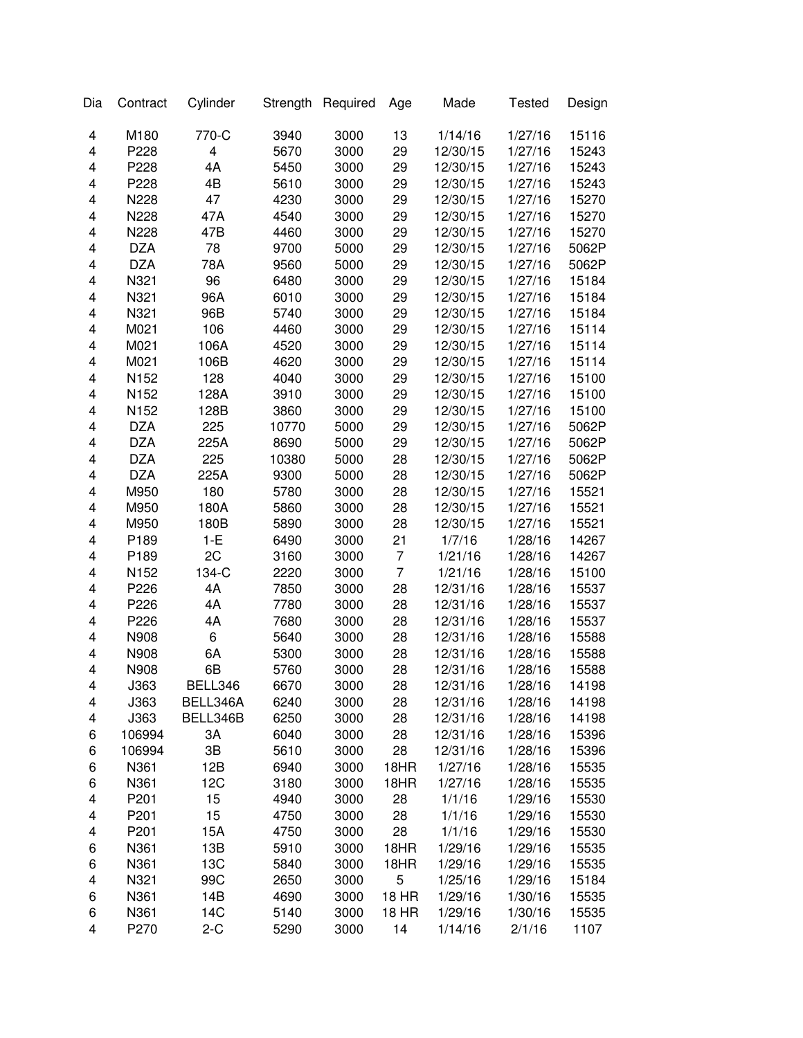| Dia | Contract | Cylinder | Strength | Required | Age | Made | Tested | Design |
|---|---|---|---|---|---|---|---|---|
| 4 | M180 | 770-C | 3940 | 3000 | 13 | 1/14/16 | 1/27/16 | 15116 |
| 4 | P228 | 4 | 5670 | 3000 | 29 | 12/30/15 | 1/27/16 | 15243 |
| 4 | P228 | 4A | 5450 | 3000 | 29 | 12/30/15 | 1/27/16 | 15243 |
| 4 | P228 | 4B | 5610 | 3000 | 29 | 12/30/15 | 1/27/16 | 15243 |
| 4 | N228 | 47 | 4230 | 3000 | 29 | 12/30/15 | 1/27/16 | 15270 |
| 4 | N228 | 47A | 4540 | 3000 | 29 | 12/30/15 | 1/27/16 | 15270 |
| 4 | N228 | 47B | 4460 | 3000 | 29 | 12/30/15 | 1/27/16 | 15270 |
| 4 | DZA | 78 | 9700 | 5000 | 29 | 12/30/15 | 1/27/16 | 5062P |
| 4 | DZA | 78A | 9560 | 5000 | 29 | 12/30/15 | 1/27/16 | 5062P |
| 4 | N321 | 96 | 6480 | 3000 | 29 | 12/30/15 | 1/27/16 | 15184 |
| 4 | N321 | 96A | 6010 | 3000 | 29 | 12/30/15 | 1/27/16 | 15184 |
| 4 | N321 | 96B | 5740 | 3000 | 29 | 12/30/15 | 1/27/16 | 15184 |
| 4 | M021 | 106 | 4460 | 3000 | 29 | 12/30/15 | 1/27/16 | 15114 |
| 4 | M021 | 106A | 4520 | 3000 | 29 | 12/30/15 | 1/27/16 | 15114 |
| 4 | M021 | 106B | 4620 | 3000 | 29 | 12/30/15 | 1/27/16 | 15114 |
| 4 | N152 | 128 | 4040 | 3000 | 29 | 12/30/15 | 1/27/16 | 15100 |
| 4 | N152 | 128A | 3910 | 3000 | 29 | 12/30/15 | 1/27/16 | 15100 |
| 4 | N152 | 128B | 3860 | 3000 | 29 | 12/30/15 | 1/27/16 | 15100 |
| 4 | DZA | 225 | 10770 | 5000 | 29 | 12/30/15 | 1/27/16 | 5062P |
| 4 | DZA | 225A | 8690 | 5000 | 29 | 12/30/15 | 1/27/16 | 5062P |
| 4 | DZA | 225 | 10380 | 5000 | 28 | 12/30/15 | 1/27/16 | 5062P |
| 4 | DZA | 225A | 9300 | 5000 | 28 | 12/30/15 | 1/27/16 | 5062P |
| 4 | M950 | 180 | 5780 | 3000 | 28 | 12/30/15 | 1/27/16 | 15521 |
| 4 | M950 | 180A | 5860 | 3000 | 28 | 12/30/15 | 1/27/16 | 15521 |
| 4 | M950 | 180B | 5890 | 3000 | 28 | 12/30/15 | 1/27/16 | 15521 |
| 4 | P189 | 1-E | 6490 | 3000 | 21 | 1/7/16 | 1/28/16 | 14267 |
| 4 | P189 | 2C | 3160 | 3000 | 7 | 1/21/16 | 1/28/16 | 14267 |
| 4 | N152 | 134-C | 2220 | 3000 | 7 | 1/21/16 | 1/28/16 | 15100 |
| 4 | P226 | 4A | 7850 | 3000 | 28 | 12/31/16 | 1/28/16 | 15537 |
| 4 | P226 | 4A | 7780 | 3000 | 28 | 12/31/16 | 1/28/16 | 15537 |
| 4 | P226 | 4A | 7680 | 3000 | 28 | 12/31/16 | 1/28/16 | 15537 |
| 4 | N908 | 6 | 5640 | 3000 | 28 | 12/31/16 | 1/28/16 | 15588 |
| 4 | N908 | 6A | 5300 | 3000 | 28 | 12/31/16 | 1/28/16 | 15588 |
| 4 | N908 | 6B | 5760 | 3000 | 28 | 12/31/16 | 1/28/16 | 15588 |
| 4 | J363 | BELL346 | 6670 | 3000 | 28 | 12/31/16 | 1/28/16 | 14198 |
| 4 | J363 | BELL346A | 6240 | 3000 | 28 | 12/31/16 | 1/28/16 | 14198 |
| 4 | J363 | BELL346B | 6250 | 3000 | 28 | 12/31/16 | 1/28/16 | 14198 |
| 6 | 106994 | 3A | 6040 | 3000 | 28 | 12/31/16 | 1/28/16 | 15396 |
| 6 | 106994 | 3B | 5610 | 3000 | 28 | 12/31/16 | 1/28/16 | 15396 |
| 6 | N361 | 12B | 6940 | 3000 | 18HR | 1/27/16 | 1/28/16 | 15535 |
| 6 | N361 | 12C | 3180 | 3000 | 18HR | 1/27/16 | 1/28/16 | 15535 |
| 4 | P201 | 15 | 4940 | 3000 | 28 | 1/1/16 | 1/29/16 | 15530 |
| 4 | P201 | 15 | 4750 | 3000 | 28 | 1/1/16 | 1/29/16 | 15530 |
| 4 | P201 | 15A | 4750 | 3000 | 28 | 1/1/16 | 1/29/16 | 15530 |
| 6 | N361 | 13B | 5910 | 3000 | 18HR | 1/29/16 | 1/29/16 | 15535 |
| 6 | N361 | 13C | 5840 | 3000 | 18HR | 1/29/16 | 1/29/16 | 15535 |
| 4 | N321 | 99C | 2650 | 3000 | 5 | 1/25/16 | 1/29/16 | 15184 |
| 6 | N361 | 14B | 4690 | 3000 | 18 HR | 1/29/16 | 1/30/16 | 15535 |
| 6 | N361 | 14C | 5140 | 3000 | 18 HR | 1/29/16 | 1/30/16 | 15535 |
| 4 | P270 | 2-C | 5290 | 3000 | 14 | 1/14/16 | 2/1/16 | 1107 |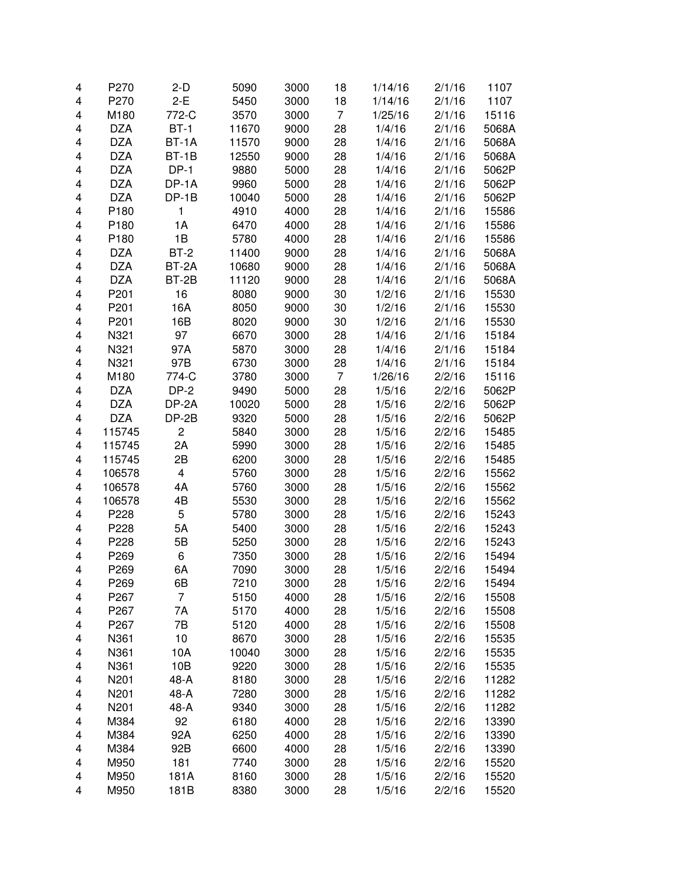| | | | | | | | | |
|---|---|---|---|---|---|---|---|---|
| 4 | P270 | 2-D | 5090 | 3000 | 18 | 1/14/16 | 2/1/16 | 1107 |
| 4 | P270 | 2-E | 5450 | 3000 | 18 | 1/14/16 | 2/1/16 | 1107 |
| 4 | M180 | 772-C | 3570 | 3000 | 7 | 1/25/16 | 2/1/16 | 15116 |
| 4 | DZA | BT-1 | 11670 | 9000 | 28 | 1/4/16 | 2/1/16 | 5068A |
| 4 | DZA | BT-1A | 11570 | 9000 | 28 | 1/4/16 | 2/1/16 | 5068A |
| 4 | DZA | BT-1B | 12550 | 9000 | 28 | 1/4/16 | 2/1/16 | 5068A |
| 4 | DZA | DP-1 | 9880 | 5000 | 28 | 1/4/16 | 2/1/16 | 5062P |
| 4 | DZA | DP-1A | 9960 | 5000 | 28 | 1/4/16 | 2/1/16 | 5062P |
| 4 | DZA | DP-1B | 10040 | 5000 | 28 | 1/4/16 | 2/1/16 | 5062P |
| 4 | P180 | 1 | 4910 | 4000 | 28 | 1/4/16 | 2/1/16 | 15586 |
| 4 | P180 | 1A | 6470 | 4000 | 28 | 1/4/16 | 2/1/16 | 15586 |
| 4 | P180 | 1B | 5780 | 4000 | 28 | 1/4/16 | 2/1/16 | 15586 |
| 4 | DZA | BT-2 | 11400 | 9000 | 28 | 1/4/16 | 2/1/16 | 5068A |
| 4 | DZA | BT-2A | 10680 | 9000 | 28 | 1/4/16 | 2/1/16 | 5068A |
| 4 | DZA | BT-2B | 11120 | 9000 | 28 | 1/4/16 | 2/1/16 | 5068A |
| 4 | P201 | 16 | 8080 | 9000 | 30 | 1/2/16 | 2/1/16 | 15530 |
| 4 | P201 | 16A | 8050 | 9000 | 30 | 1/2/16 | 2/1/16 | 15530 |
| 4 | P201 | 16B | 8020 | 9000 | 30 | 1/2/16 | 2/1/16 | 15530 |
| 4 | N321 | 97 | 6670 | 3000 | 28 | 1/4/16 | 2/1/16 | 15184 |
| 4 | N321 | 97A | 5870 | 3000 | 28 | 1/4/16 | 2/1/16 | 15184 |
| 4 | N321 | 97B | 6730 | 3000 | 28 | 1/4/16 | 2/1/16 | 15184 |
| 4 | M180 | 774-C | 3780 | 3000 | 7 | 1/26/16 | 2/2/16 | 15116 |
| 4 | DZA | DP-2 | 9490 | 5000 | 28 | 1/5/16 | 2/2/16 | 5062P |
| 4 | DZA | DP-2A | 10020 | 5000 | 28 | 1/5/16 | 2/2/16 | 5062P |
| 4 | DZA | DP-2B | 9320 | 5000 | 28 | 1/5/16 | 2/2/16 | 5062P |
| 4 | 115745 | 2 | 5840 | 3000 | 28 | 1/5/16 | 2/2/16 | 15485 |
| 4 | 115745 | 2A | 5990 | 3000 | 28 | 1/5/16 | 2/2/16 | 15485 |
| 4 | 115745 | 2B | 6200 | 3000 | 28 | 1/5/16 | 2/2/16 | 15485 |
| 4 | 106578 | 4 | 5760 | 3000 | 28 | 1/5/16 | 2/2/16 | 15562 |
| 4 | 106578 | 4A | 5760 | 3000 | 28 | 1/5/16 | 2/2/16 | 15562 |
| 4 | 106578 | 4B | 5530 | 3000 | 28 | 1/5/16 | 2/2/16 | 15562 |
| 4 | P228 | 5 | 5780 | 3000 | 28 | 1/5/16 | 2/2/16 | 15243 |
| 4 | P228 | 5A | 5400 | 3000 | 28 | 1/5/16 | 2/2/16 | 15243 |
| 4 | P228 | 5B | 5250 | 3000 | 28 | 1/5/16 | 2/2/16 | 15243 |
| 4 | P269 | 6 | 7350 | 3000 | 28 | 1/5/16 | 2/2/16 | 15494 |
| 4 | P269 | 6A | 7090 | 3000 | 28 | 1/5/16 | 2/2/16 | 15494 |
| 4 | P269 | 6B | 7210 | 3000 | 28 | 1/5/16 | 2/2/16 | 15494 |
| 4 | P267 | 7 | 5150 | 4000 | 28 | 1/5/16 | 2/2/16 | 15508 |
| 4 | P267 | 7A | 5170 | 4000 | 28 | 1/5/16 | 2/2/16 | 15508 |
| 4 | P267 | 7B | 5120 | 4000 | 28 | 1/5/16 | 2/2/16 | 15508 |
| 4 | N361 | 10 | 8670 | 3000 | 28 | 1/5/16 | 2/2/16 | 15535 |
| 4 | N361 | 10A | 10040 | 3000 | 28 | 1/5/16 | 2/2/16 | 15535 |
| 4 | N361 | 10B | 9220 | 3000 | 28 | 1/5/16 | 2/2/16 | 15535 |
| 4 | N201 | 48-A | 8180 | 3000 | 28 | 1/5/16 | 2/2/16 | 11282 |
| 4 | N201 | 48-A | 7280 | 3000 | 28 | 1/5/16 | 2/2/16 | 11282 |
| 4 | N201 | 48-A | 9340 | 3000 | 28 | 1/5/16 | 2/2/16 | 11282 |
| 4 | M384 | 92 | 6180 | 4000 | 28 | 1/5/16 | 2/2/16 | 13390 |
| 4 | M384 | 92A | 6250 | 4000 | 28 | 1/5/16 | 2/2/16 | 13390 |
| 4 | M384 | 92B | 6600 | 4000 | 28 | 1/5/16 | 2/2/16 | 13390 |
| 4 | M950 | 181 | 7740 | 3000 | 28 | 1/5/16 | 2/2/16 | 15520 |
| 4 | M950 | 181A | 8160 | 3000 | 28 | 1/5/16 | 2/2/16 | 15520 |
| 4 | M950 | 181B | 8380 | 3000 | 28 | 1/5/16 | 2/2/16 | 15520 |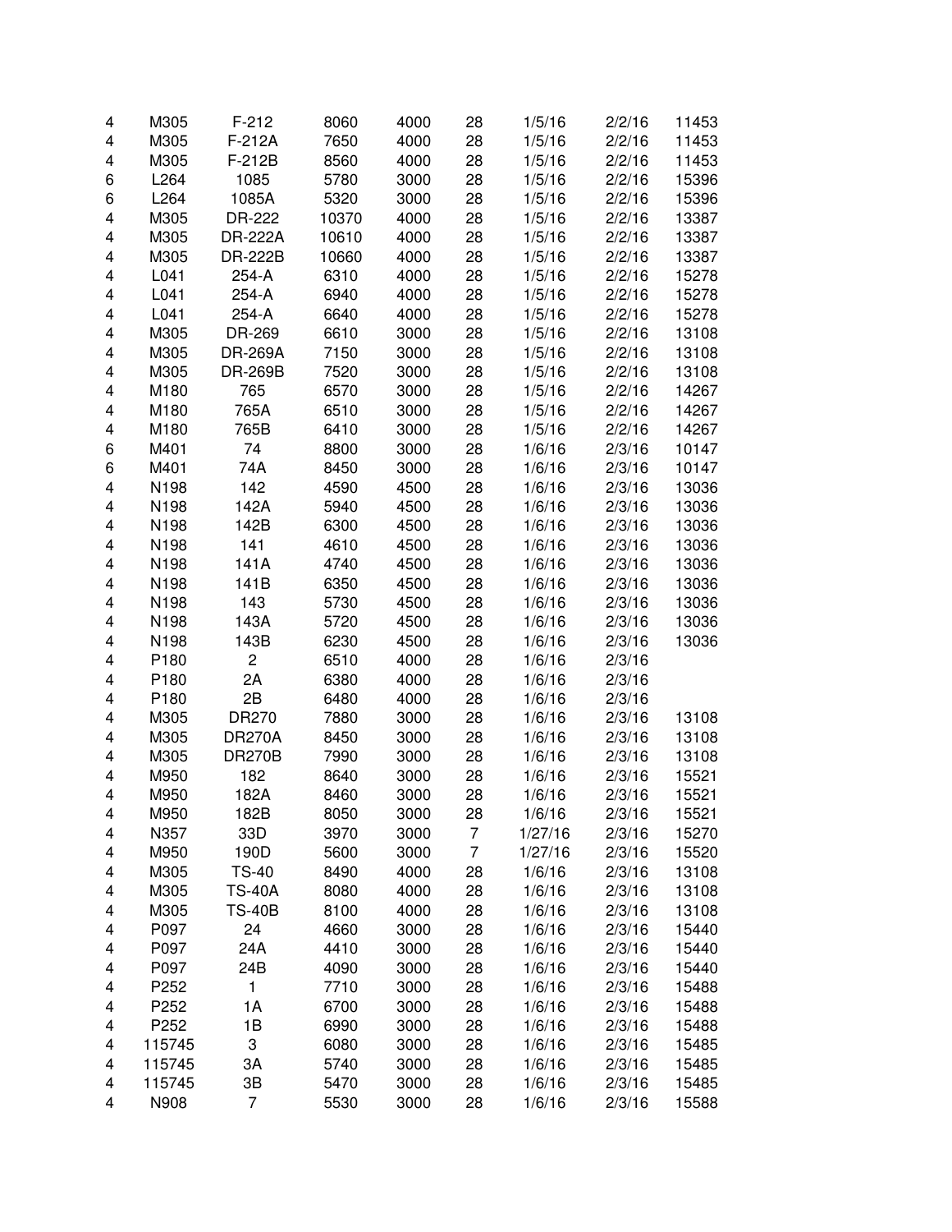| | | | | | | | | |
|---|---|---|---|---|---|---|---|---|
| 4 | M305 | F-212 | 8060 | 4000 | 28 | 1/5/16 | 2/2/16 | 11453 |
| 4 | M305 | F-212A | 7650 | 4000 | 28 | 1/5/16 | 2/2/16 | 11453 |
| 4 | M305 | F-212B | 8560 | 4000 | 28 | 1/5/16 | 2/2/16 | 11453 |
| 6 | L264 | 1085 | 5780 | 3000 | 28 | 1/5/16 | 2/2/16 | 15396 |
| 6 | L264 | 1085A | 5320 | 3000 | 28 | 1/5/16 | 2/2/16 | 15396 |
| 4 | M305 | DR-222 | 10370 | 4000 | 28 | 1/5/16 | 2/2/16 | 13387 |
| 4 | M305 | DR-222A | 10610 | 4000 | 28 | 1/5/16 | 2/2/16 | 13387 |
| 4 | M305 | DR-222B | 10660 | 4000 | 28 | 1/5/16 | 2/2/16 | 13387 |
| 4 | L041 | 254-A | 6310 | 4000 | 28 | 1/5/16 | 2/2/16 | 15278 |
| 4 | L041 | 254-A | 6940 | 4000 | 28 | 1/5/16 | 2/2/16 | 15278 |
| 4 | L041 | 254-A | 6640 | 4000 | 28 | 1/5/16 | 2/2/16 | 15278 |
| 4 | M305 | DR-269 | 6610 | 3000 | 28 | 1/5/16 | 2/2/16 | 13108 |
| 4 | M305 | DR-269A | 7150 | 3000 | 28 | 1/5/16 | 2/2/16 | 13108 |
| 4 | M305 | DR-269B | 7520 | 3000 | 28 | 1/5/16 | 2/2/16 | 13108 |
| 4 | M180 | 765 | 6570 | 3000 | 28 | 1/5/16 | 2/2/16 | 14267 |
| 4 | M180 | 765A | 6510 | 3000 | 28 | 1/5/16 | 2/2/16 | 14267 |
| 4 | M180 | 765B | 6410 | 3000 | 28 | 1/5/16 | 2/2/16 | 14267 |
| 6 | M401 | 74 | 8800 | 3000 | 28 | 1/6/16 | 2/3/16 | 10147 |
| 6 | M401 | 74A | 8450 | 3000 | 28 | 1/6/16 | 2/3/16 | 10147 |
| 4 | N198 | 142 | 4590 | 4500 | 28 | 1/6/16 | 2/3/16 | 13036 |
| 4 | N198 | 142A | 5940 | 4500 | 28 | 1/6/16 | 2/3/16 | 13036 |
| 4 | N198 | 142B | 6300 | 4500 | 28 | 1/6/16 | 2/3/16 | 13036 |
| 4 | N198 | 141 | 4610 | 4500 | 28 | 1/6/16 | 2/3/16 | 13036 |
| 4 | N198 | 141A | 4740 | 4500 | 28 | 1/6/16 | 2/3/16 | 13036 |
| 4 | N198 | 141B | 6350 | 4500 | 28 | 1/6/16 | 2/3/16 | 13036 |
| 4 | N198 | 143 | 5730 | 4500 | 28 | 1/6/16 | 2/3/16 | 13036 |
| 4 | N198 | 143A | 5720 | 4500 | 28 | 1/6/16 | 2/3/16 | 13036 |
| 4 | N198 | 143B | 6230 | 4500 | 28 | 1/6/16 | 2/3/16 | 13036 |
| 4 | P180 | 2 | 6510 | 4000 | 28 | 1/6/16 | 2/3/16 | |
| 4 | P180 | 2A | 6380 | 4000 | 28 | 1/6/16 | 2/3/16 | |
| 4 | P180 | 2B | 6480 | 4000 | 28 | 1/6/16 | 2/3/16 | |
| 4 | M305 | DR270 | 7880 | 3000 | 28 | 1/6/16 | 2/3/16 | 13108 |
| 4 | M305 | DR270A | 8450 | 3000 | 28 | 1/6/16 | 2/3/16 | 13108 |
| 4 | M305 | DR270B | 7990 | 3000 | 28 | 1/6/16 | 2/3/16 | 13108 |
| 4 | M950 | 182 | 8640 | 3000 | 28 | 1/6/16 | 2/3/16 | 15521 |
| 4 | M950 | 182A | 8460 | 3000 | 28 | 1/6/16 | 2/3/16 | 15521 |
| 4 | M950 | 182B | 8050 | 3000 | 28 | 1/6/16 | 2/3/16 | 15521 |
| 4 | N357 | 33D | 3970 | 3000 | 7 | 1/27/16 | 2/3/16 | 15270 |
| 4 | M950 | 190D | 5600 | 3000 | 7 | 1/27/16 | 2/3/16 | 15520 |
| 4 | M305 | TS-40 | 8490 | 4000 | 28 | 1/6/16 | 2/3/16 | 13108 |
| 4 | M305 | TS-40A | 8080 | 4000 | 28 | 1/6/16 | 2/3/16 | 13108 |
| 4 | M305 | TS-40B | 8100 | 4000 | 28 | 1/6/16 | 2/3/16 | 13108 |
| 4 | P097 | 24 | 4660 | 3000 | 28 | 1/6/16 | 2/3/16 | 15440 |
| 4 | P097 | 24A | 4410 | 3000 | 28 | 1/6/16 | 2/3/16 | 15440 |
| 4 | P097 | 24B | 4090 | 3000 | 28 | 1/6/16 | 2/3/16 | 15440 |
| 4 | P252 | 1 | 7710 | 3000 | 28 | 1/6/16 | 2/3/16 | 15488 |
| 4 | P252 | 1A | 6700 | 3000 | 28 | 1/6/16 | 2/3/16 | 15488 |
| 4 | P252 | 1B | 6990 | 3000 | 28 | 1/6/16 | 2/3/16 | 15488 |
| 4 | 115745 | 3 | 6080 | 3000 | 28 | 1/6/16 | 2/3/16 | 15485 |
| 4 | 115745 | 3A | 5740 | 3000 | 28 | 1/6/16 | 2/3/16 | 15485 |
| 4 | 115745 | 3B | 5470 | 3000 | 28 | 1/6/16 | 2/3/16 | 15485 |
| 4 | N908 | 7 | 5530 | 3000 | 28 | 1/6/16 | 2/3/16 | 15588 |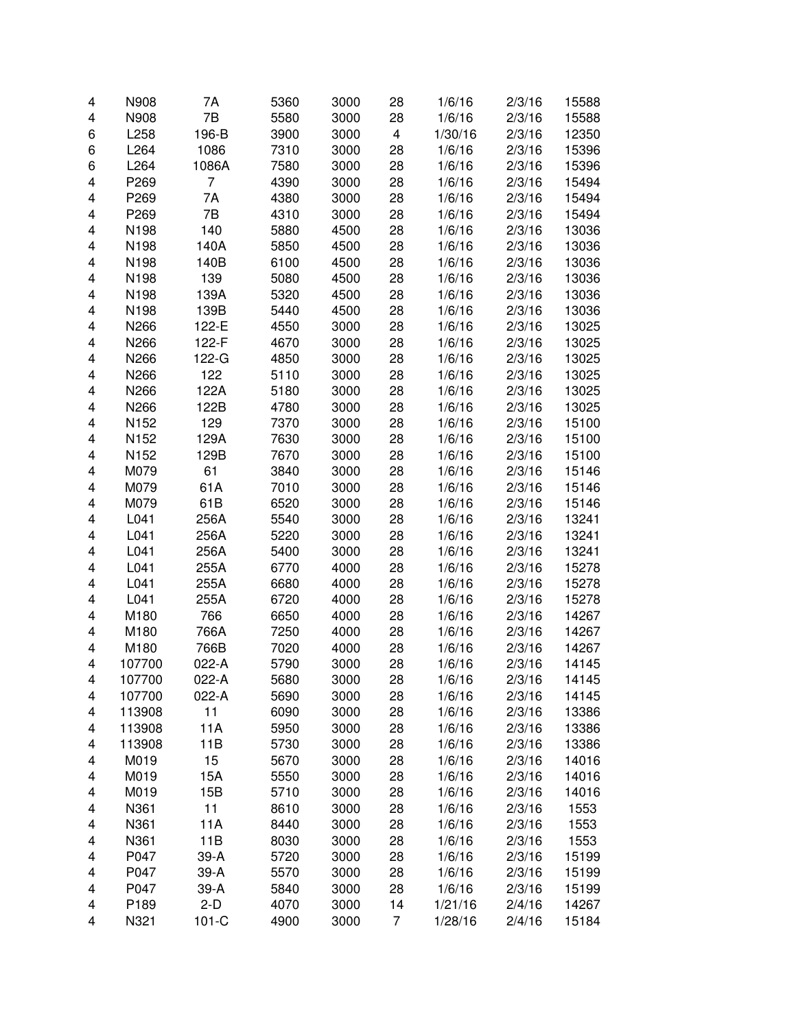| | | | | | | | | |
|---|---|---|---|---|---|---|---|---|
| 4 | N908 | 7A | 5360 | 3000 | 28 | 1/6/16 | 2/3/16 | 15588 |
| 4 | N908 | 7B | 5580 | 3000 | 28 | 1/6/16 | 2/3/16 | 15588 |
| 6 | L258 | 196-B | 3900 | 3000 | 4 | 1/30/16 | 2/3/16 | 12350 |
| 6 | L264 | 1086 | 7310 | 3000 | 28 | 1/6/16 | 2/3/16 | 15396 |
| 6 | L264 | 1086A | 7580 | 3000 | 28 | 1/6/16 | 2/3/16 | 15396 |
| 4 | P269 | 7 | 4390 | 3000 | 28 | 1/6/16 | 2/3/16 | 15494 |
| 4 | P269 | 7A | 4380 | 3000 | 28 | 1/6/16 | 2/3/16 | 15494 |
| 4 | P269 | 7B | 4310 | 3000 | 28 | 1/6/16 | 2/3/16 | 15494 |
| 4 | N198 | 140 | 5880 | 4500 | 28 | 1/6/16 | 2/3/16 | 13036 |
| 4 | N198 | 140A | 5850 | 4500 | 28 | 1/6/16 | 2/3/16 | 13036 |
| 4 | N198 | 140B | 6100 | 4500 | 28 | 1/6/16 | 2/3/16 | 13036 |
| 4 | N198 | 139 | 5080 | 4500 | 28 | 1/6/16 | 2/3/16 | 13036 |
| 4 | N198 | 139A | 5320 | 4500 | 28 | 1/6/16 | 2/3/16 | 13036 |
| 4 | N198 | 139B | 5440 | 4500 | 28 | 1/6/16 | 2/3/16 | 13036 |
| 4 | N266 | 122-E | 4550 | 3000 | 28 | 1/6/16 | 2/3/16 | 13025 |
| 4 | N266 | 122-F | 4670 | 3000 | 28 | 1/6/16 | 2/3/16 | 13025 |
| 4 | N266 | 122-G | 4850 | 3000 | 28 | 1/6/16 | 2/3/16 | 13025 |
| 4 | N266 | 122 | 5110 | 3000 | 28 | 1/6/16 | 2/3/16 | 13025 |
| 4 | N266 | 122A | 5180 | 3000 | 28 | 1/6/16 | 2/3/16 | 13025 |
| 4 | N266 | 122B | 4780 | 3000 | 28 | 1/6/16 | 2/3/16 | 13025 |
| 4 | N152 | 129 | 7370 | 3000 | 28 | 1/6/16 | 2/3/16 | 15100 |
| 4 | N152 | 129A | 7630 | 3000 | 28 | 1/6/16 | 2/3/16 | 15100 |
| 4 | N152 | 129B | 7670 | 3000 | 28 | 1/6/16 | 2/3/16 | 15100 |
| 4 | M079 | 61 | 3840 | 3000 | 28 | 1/6/16 | 2/3/16 | 15146 |
| 4 | M079 | 61A | 7010 | 3000 | 28 | 1/6/16 | 2/3/16 | 15146 |
| 4 | M079 | 61B | 6520 | 3000 | 28 | 1/6/16 | 2/3/16 | 15146 |
| 4 | L041 | 256A | 5540 | 3000 | 28 | 1/6/16 | 2/3/16 | 13241 |
| 4 | L041 | 256A | 5220 | 3000 | 28 | 1/6/16 | 2/3/16 | 13241 |
| 4 | L041 | 256A | 5400 | 3000 | 28 | 1/6/16 | 2/3/16 | 13241 |
| 4 | L041 | 255A | 6770 | 4000 | 28 | 1/6/16 | 2/3/16 | 15278 |
| 4 | L041 | 255A | 6680 | 4000 | 28 | 1/6/16 | 2/3/16 | 15278 |
| 4 | L041 | 255A | 6720 | 4000 | 28 | 1/6/16 | 2/3/16 | 15278 |
| 4 | M180 | 766 | 6650 | 4000 | 28 | 1/6/16 | 2/3/16 | 14267 |
| 4 | M180 | 766A | 7250 | 4000 | 28 | 1/6/16 | 2/3/16 | 14267 |
| 4 | M180 | 766B | 7020 | 4000 | 28 | 1/6/16 | 2/3/16 | 14267 |
| 4 | 107700 | 022-A | 5790 | 3000 | 28 | 1/6/16 | 2/3/16 | 14145 |
| 4 | 107700 | 022-A | 5680 | 3000 | 28 | 1/6/16 | 2/3/16 | 14145 |
| 4 | 107700 | 022-A | 5690 | 3000 | 28 | 1/6/16 | 2/3/16 | 14145 |
| 4 | 113908 | 11 | 6090 | 3000 | 28 | 1/6/16 | 2/3/16 | 13386 |
| 4 | 113908 | 11A | 5950 | 3000 | 28 | 1/6/16 | 2/3/16 | 13386 |
| 4 | 113908 | 11B | 5730 | 3000 | 28 | 1/6/16 | 2/3/16 | 13386 |
| 4 | M019 | 15 | 5670 | 3000 | 28 | 1/6/16 | 2/3/16 | 14016 |
| 4 | M019 | 15A | 5550 | 3000 | 28 | 1/6/16 | 2/3/16 | 14016 |
| 4 | M019 | 15B | 5710 | 3000 | 28 | 1/6/16 | 2/3/16 | 14016 |
| 4 | N361 | 11 | 8610 | 3000 | 28 | 1/6/16 | 2/3/16 | 1553 |
| 4 | N361 | 11A | 8440 | 3000 | 28 | 1/6/16 | 2/3/16 | 1553 |
| 4 | N361 | 11B | 8030 | 3000 | 28 | 1/6/16 | 2/3/16 | 1553 |
| 4 | P047 | 39-A | 5720 | 3000 | 28 | 1/6/16 | 2/3/16 | 15199 |
| 4 | P047 | 39-A | 5570 | 3000 | 28 | 1/6/16 | 2/3/16 | 15199 |
| 4 | P047 | 39-A | 5840 | 3000 | 28 | 1/6/16 | 2/3/16 | 15199 |
| 4 | P189 | 2-D | 4070 | 3000 | 14 | 1/21/16 | 2/4/16 | 14267 |
| 4 | N321 | 101-C | 4900 | 3000 | 7 | 1/28/16 | 2/4/16 | 15184 |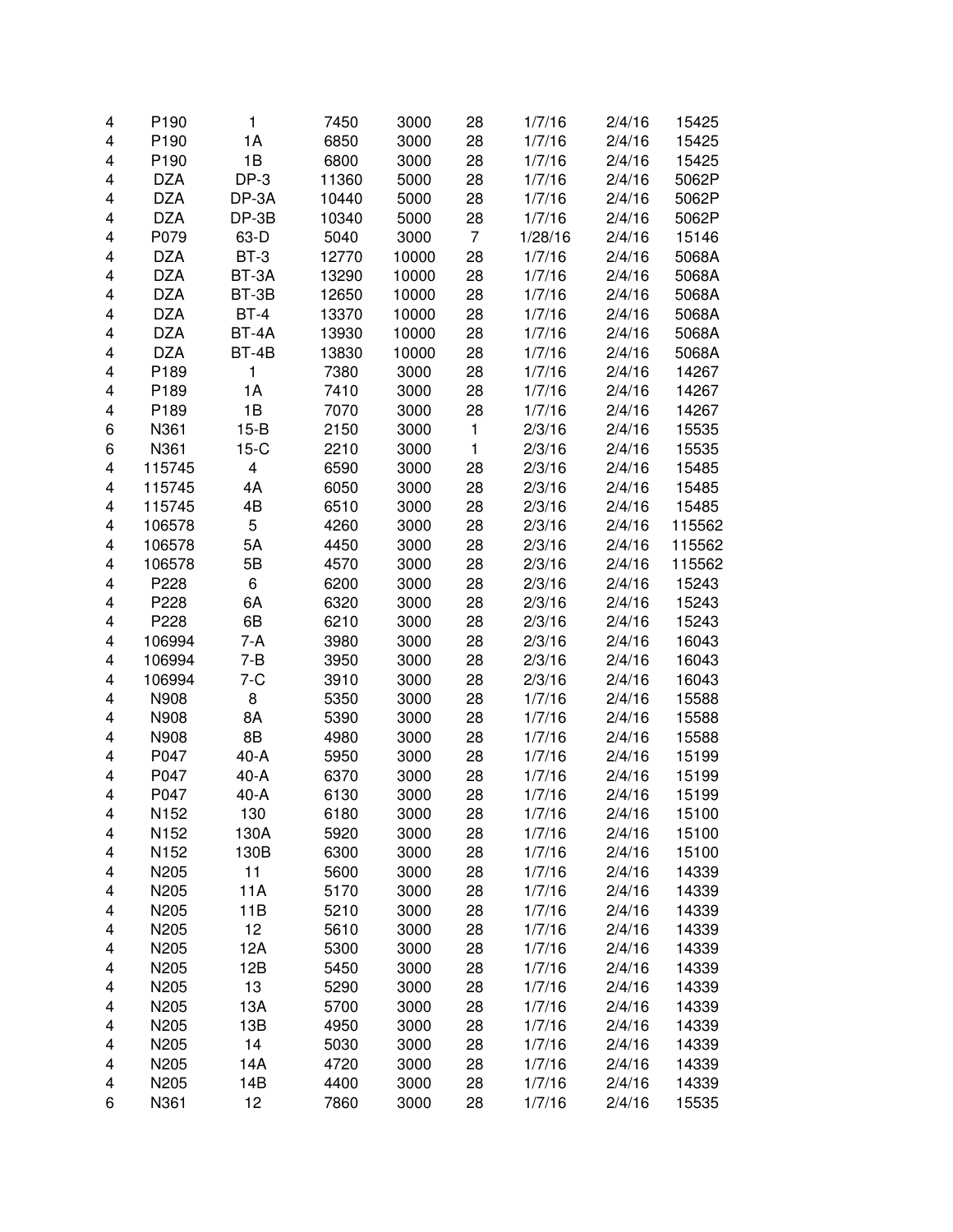| | | | | | | | | |
|---|---|---|---|---|---|---|---|---|
| 4 | P190 | 1 | 7450 | 3000 | 28 | 1/7/16 | 2/4/16 | 15425 |
| 4 | P190 | 1A | 6850 | 3000 | 28 | 1/7/16 | 2/4/16 | 15425 |
| 4 | P190 | 1B | 6800 | 3000 | 28 | 1/7/16 | 2/4/16 | 15425 |
| 4 | DZA | DP-3 | 11360 | 5000 | 28 | 1/7/16 | 2/4/16 | 5062P |
| 4 | DZA | DP-3A | 10440 | 5000 | 28 | 1/7/16 | 2/4/16 | 5062P |
| 4 | DZA | DP-3B | 10340 | 5000 | 28 | 1/7/16 | 2/4/16 | 5062P |
| 4 | P079 | 63-D | 5040 | 3000 | 7 | 1/28/16 | 2/4/16 | 15146 |
| 4 | DZA | BT-3 | 12770 | 10000 | 28 | 1/7/16 | 2/4/16 | 5068A |
| 4 | DZA | BT-3A | 13290 | 10000 | 28 | 1/7/16 | 2/4/16 | 5068A |
| 4 | DZA | BT-3B | 12650 | 10000 | 28 | 1/7/16 | 2/4/16 | 5068A |
| 4 | DZA | BT-4 | 13370 | 10000 | 28 | 1/7/16 | 2/4/16 | 5068A |
| 4 | DZA | BT-4A | 13930 | 10000 | 28 | 1/7/16 | 2/4/16 | 5068A |
| 4 | DZA | BT-4B | 13830 | 10000 | 28 | 1/7/16 | 2/4/16 | 5068A |
| 4 | P189 | 1 | 7380 | 3000 | 28 | 1/7/16 | 2/4/16 | 14267 |
| 4 | P189 | 1A | 7410 | 3000 | 28 | 1/7/16 | 2/4/16 | 14267 |
| 4 | P189 | 1B | 7070 | 3000 | 28 | 1/7/16 | 2/4/16 | 14267 |
| 6 | N361 | 15-B | 2150 | 3000 | 1 | 2/3/16 | 2/4/16 | 15535 |
| 6 | N361 | 15-C | 2210 | 3000 | 1 | 2/3/16 | 2/4/16 | 15535 |
| 4 | 115745 | 4 | 6590 | 3000 | 28 | 2/3/16 | 2/4/16 | 15485 |
| 4 | 115745 | 4A | 6050 | 3000 | 28 | 2/3/16 | 2/4/16 | 15485 |
| 4 | 115745 | 4B | 6510 | 3000 | 28 | 2/3/16 | 2/4/16 | 15485 |
| 4 | 106578 | 5 | 4260 | 3000 | 28 | 2/3/16 | 2/4/16 | 115562 |
| 4 | 106578 | 5A | 4450 | 3000 | 28 | 2/3/16 | 2/4/16 | 115562 |
| 4 | 106578 | 5B | 4570 | 3000 | 28 | 2/3/16 | 2/4/16 | 115562 |
| 4 | P228 | 6 | 6200 | 3000 | 28 | 2/3/16 | 2/4/16 | 15243 |
| 4 | P228 | 6A | 6320 | 3000 | 28 | 2/3/16 | 2/4/16 | 15243 |
| 4 | P228 | 6B | 6210 | 3000 | 28 | 2/3/16 | 2/4/16 | 15243 |
| 4 | 106994 | 7-A | 3980 | 3000 | 28 | 2/3/16 | 2/4/16 | 16043 |
| 4 | 106994 | 7-B | 3950 | 3000 | 28 | 2/3/16 | 2/4/16 | 16043 |
| 4 | 106994 | 7-C | 3910 | 3000 | 28 | 2/3/16 | 2/4/16 | 16043 |
| 4 | N908 | 8 | 5350 | 3000 | 28 | 1/7/16 | 2/4/16 | 15588 |
| 4 | N908 | 8A | 5390 | 3000 | 28 | 1/7/16 | 2/4/16 | 15588 |
| 4 | N908 | 8B | 4980 | 3000 | 28 | 1/7/16 | 2/4/16 | 15588 |
| 4 | P047 | 40-A | 5950 | 3000 | 28 | 1/7/16 | 2/4/16 | 15199 |
| 4 | P047 | 40-A | 6370 | 3000 | 28 | 1/7/16 | 2/4/16 | 15199 |
| 4 | P047 | 40-A | 6130 | 3000 | 28 | 1/7/16 | 2/4/16 | 15199 |
| 4 | N152 | 130 | 6180 | 3000 | 28 | 1/7/16 | 2/4/16 | 15100 |
| 4 | N152 | 130A | 5920 | 3000 | 28 | 1/7/16 | 2/4/16 | 15100 |
| 4 | N152 | 130B | 6300 | 3000 | 28 | 1/7/16 | 2/4/16 | 15100 |
| 4 | N205 | 11 | 5600 | 3000 | 28 | 1/7/16 | 2/4/16 | 14339 |
| 4 | N205 | 11A | 5170 | 3000 | 28 | 1/7/16 | 2/4/16 | 14339 |
| 4 | N205 | 11B | 5210 | 3000 | 28 | 1/7/16 | 2/4/16 | 14339 |
| 4 | N205 | 12 | 5610 | 3000 | 28 | 1/7/16 | 2/4/16 | 14339 |
| 4 | N205 | 12A | 5300 | 3000 | 28 | 1/7/16 | 2/4/16 | 14339 |
| 4 | N205 | 12B | 5450 | 3000 | 28 | 1/7/16 | 2/4/16 | 14339 |
| 4 | N205 | 13 | 5290 | 3000 | 28 | 1/7/16 | 2/4/16 | 14339 |
| 4 | N205 | 13A | 5700 | 3000 | 28 | 1/7/16 | 2/4/16 | 14339 |
| 4 | N205 | 13B | 4950 | 3000 | 28 | 1/7/16 | 2/4/16 | 14339 |
| 4 | N205 | 14 | 5030 | 3000 | 28 | 1/7/16 | 2/4/16 | 14339 |
| 4 | N205 | 14A | 4720 | 3000 | 28 | 1/7/16 | 2/4/16 | 14339 |
| 4 | N205 | 14B | 4400 | 3000 | 28 | 1/7/16 | 2/4/16 | 14339 |
| 6 | N361 | 12 | 7860 | 3000 | 28 | 1/7/16 | 2/4/16 | 15535 |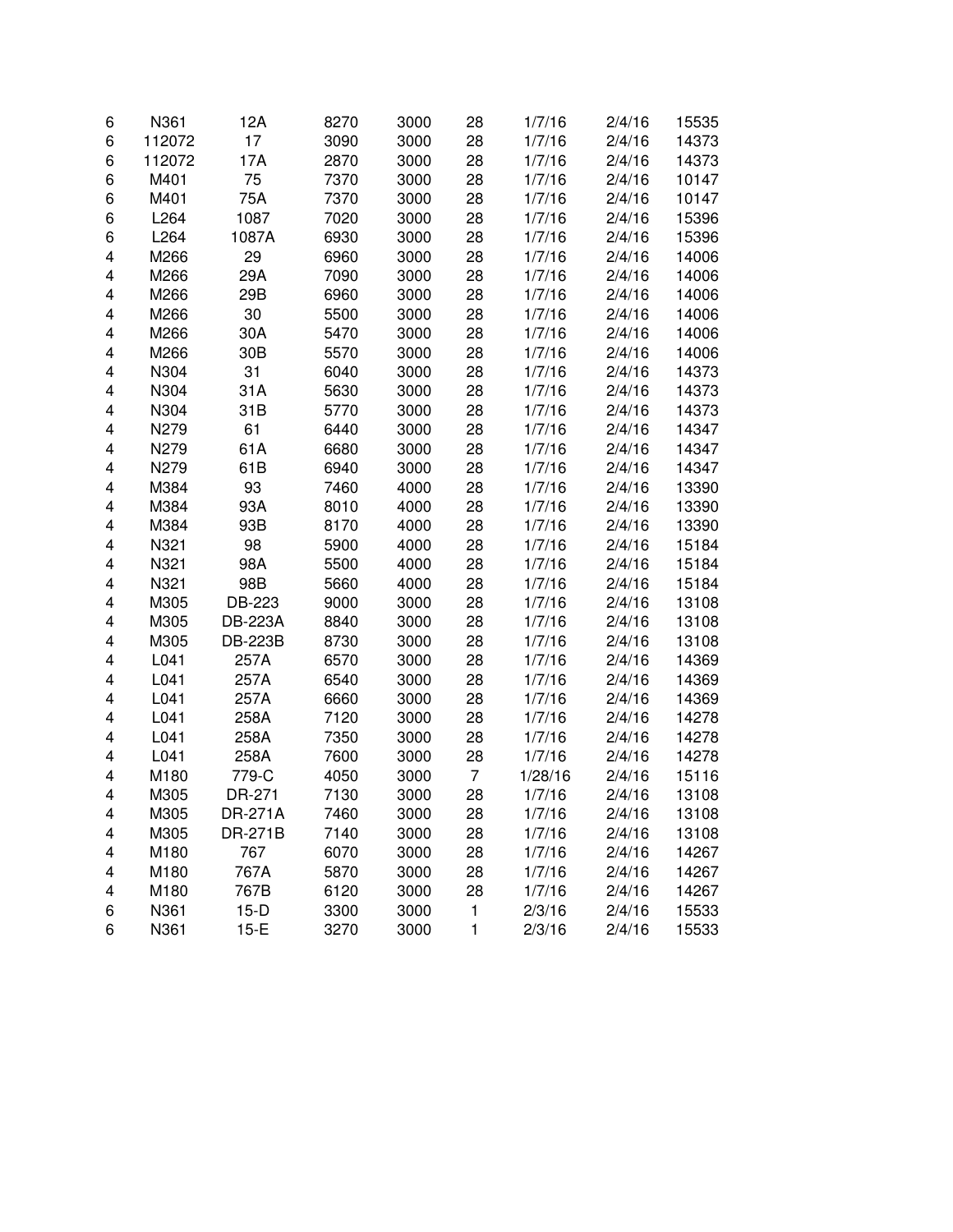| | | | | | | | | |
|---|---|---|---|---|---|---|---|---|
| 6 | N361 | 12A | 8270 | 3000 | 28 | 1/7/16 | 2/4/16 | 15535 |
| 6 | 112072 | 17 | 3090 | 3000 | 28 | 1/7/16 | 2/4/16 | 14373 |
| 6 | 112072 | 17A | 2870 | 3000 | 28 | 1/7/16 | 2/4/16 | 14373 |
| 6 | M401 | 75 | 7370 | 3000 | 28 | 1/7/16 | 2/4/16 | 10147 |
| 6 | M401 | 75A | 7370 | 3000 | 28 | 1/7/16 | 2/4/16 | 10147 |
| 6 | L264 | 1087 | 7020 | 3000 | 28 | 1/7/16 | 2/4/16 | 15396 |
| 6 | L264 | 1087A | 6930 | 3000 | 28 | 1/7/16 | 2/4/16 | 15396 |
| 4 | M266 | 29 | 6960 | 3000 | 28 | 1/7/16 | 2/4/16 | 14006 |
| 4 | M266 | 29A | 7090 | 3000 | 28 | 1/7/16 | 2/4/16 | 14006 |
| 4 | M266 | 29B | 6960 | 3000 | 28 | 1/7/16 | 2/4/16 | 14006 |
| 4 | M266 | 30 | 5500 | 3000 | 28 | 1/7/16 | 2/4/16 | 14006 |
| 4 | M266 | 30A | 5470 | 3000 | 28 | 1/7/16 | 2/4/16 | 14006 |
| 4 | M266 | 30B | 5570 | 3000 | 28 | 1/7/16 | 2/4/16 | 14006 |
| 4 | N304 | 31 | 6040 | 3000 | 28 | 1/7/16 | 2/4/16 | 14373 |
| 4 | N304 | 31A | 5630 | 3000 | 28 | 1/7/16 | 2/4/16 | 14373 |
| 4 | N304 | 31B | 5770 | 3000 | 28 | 1/7/16 | 2/4/16 | 14373 |
| 4 | N279 | 61 | 6440 | 3000 | 28 | 1/7/16 | 2/4/16 | 14347 |
| 4 | N279 | 61A | 6680 | 3000 | 28 | 1/7/16 | 2/4/16 | 14347 |
| 4 | N279 | 61B | 6940 | 3000 | 28 | 1/7/16 | 2/4/16 | 14347 |
| 4 | M384 | 93 | 7460 | 4000 | 28 | 1/7/16 | 2/4/16 | 13390 |
| 4 | M384 | 93A | 8010 | 4000 | 28 | 1/7/16 | 2/4/16 | 13390 |
| 4 | M384 | 93B | 8170 | 4000 | 28 | 1/7/16 | 2/4/16 | 13390 |
| 4 | N321 | 98 | 5900 | 4000 | 28 | 1/7/16 | 2/4/16 | 15184 |
| 4 | N321 | 98A | 5500 | 4000 | 28 | 1/7/16 | 2/4/16 | 15184 |
| 4 | N321 | 98B | 5660 | 4000 | 28 | 1/7/16 | 2/4/16 | 15184 |
| 4 | M305 | DB-223 | 9000 | 3000 | 28 | 1/7/16 | 2/4/16 | 13108 |
| 4 | M305 | DB-223A | 8840 | 3000 | 28 | 1/7/16 | 2/4/16 | 13108 |
| 4 | M305 | DB-223B | 8730 | 3000 | 28 | 1/7/16 | 2/4/16 | 13108 |
| 4 | L041 | 257A | 6570 | 3000 | 28 | 1/7/16 | 2/4/16 | 14369 |
| 4 | L041 | 257A | 6540 | 3000 | 28 | 1/7/16 | 2/4/16 | 14369 |
| 4 | L041 | 257A | 6660 | 3000 | 28 | 1/7/16 | 2/4/16 | 14369 |
| 4 | L041 | 258A | 7120 | 3000 | 28 | 1/7/16 | 2/4/16 | 14278 |
| 4 | L041 | 258A | 7350 | 3000 | 28 | 1/7/16 | 2/4/16 | 14278 |
| 4 | L041 | 258A | 7600 | 3000 | 28 | 1/7/16 | 2/4/16 | 14278 |
| 4 | M180 | 779-C | 4050 | 3000 | 7 | 1/28/16 | 2/4/16 | 15116 |
| 4 | M305 | DR-271 | 7130 | 3000 | 28 | 1/7/16 | 2/4/16 | 13108 |
| 4 | M305 | DR-271A | 7460 | 3000 | 28 | 1/7/16 | 2/4/16 | 13108 |
| 4 | M305 | DR-271B | 7140 | 3000 | 28 | 1/7/16 | 2/4/16 | 13108 |
| 4 | M180 | 767 | 6070 | 3000 | 28 | 1/7/16 | 2/4/16 | 14267 |
| 4 | M180 | 767A | 5870 | 3000 | 28 | 1/7/16 | 2/4/16 | 14267 |
| 4 | M180 | 767B | 6120 | 3000 | 28 | 1/7/16 | 2/4/16 | 14267 |
| 6 | N361 | 15-D | 3300 | 3000 | 1 | 2/3/16 | 2/4/16 | 15533 |
| 6 | N361 | 15-E | 3270 | 3000 | 1 | 2/3/16 | 2/4/16 | 15533 |